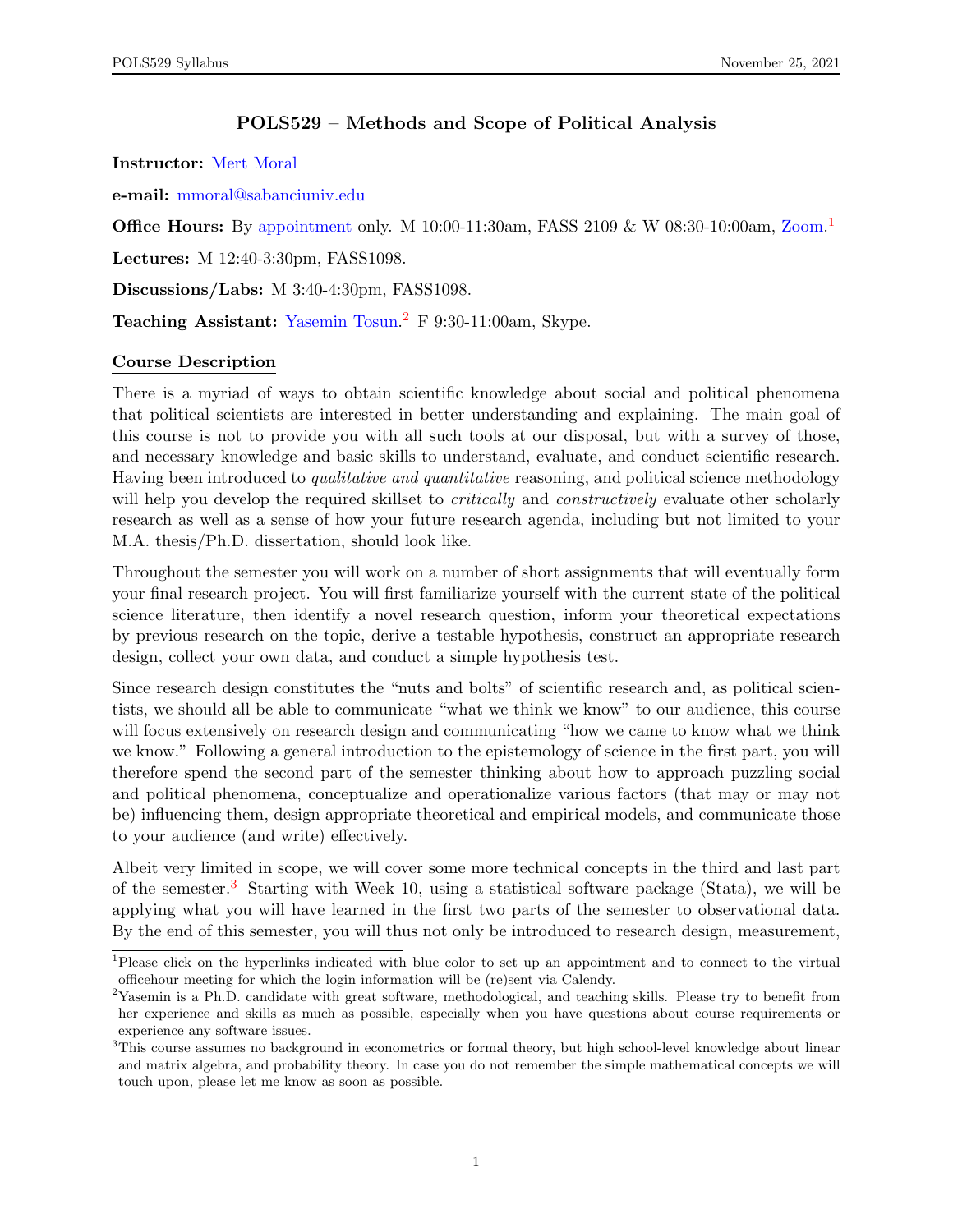# POLS529 – Methods and Scope of Political Analysis

**Instructor:** Mert Moral

**e-mail:** mmoral@sabanciuniv.edu

**Office Hours:** By appointment only. M 10:00-11:30am, FASS 2109 & W 08:30-10:00am, Zoom.[1]

**Lectures:** M 12:40-3:30pm, FASS1098.

**Discussions/Labs:** M 3:40-4:30pm, FASS1098.

**Teaching Assistant:** Yasemin Tosun.[2] F 9:30-11:00am, Skype.

## Course Description

There is a myriad of ways to obtain scientific knowledge about social and political phenomena that political scientists are interested in better understanding and explaining. The main goal of this course is not to provide you with all such tools at our disposal, but with a survey of those, and necessary knowledge and basic skills to understand, evaluate, and conduct scientific research. Having been introduced to *qualitative and quantitative* reasoning, and political science methodology will help you develop the required skillset to *critically* and *constructively* evaluate other scholarly research as well as a sense of how your future research agenda, including but not limited to your M.A. thesis/Ph.D. dissertation, should look like.

Throughout the semester you will work on a number of short assignments that will eventually form your final research project. You will first familiarize yourself with the current state of the political science literature, then identify a novel research question, inform your theoretical expectations by previous research on the topic, derive a testable hypothesis, construct an appropriate research design, collect your own data, and conduct a simple hypothesis test.

Since research design constitutes the "nuts and bolts" of scientific research and, as political scientists, we should all be able to communicate "what we think we know" to our audience, this course will focus extensively on research design and communicating "how we came to know what we think we know." Following a general introduction to the epistemology of science in the first part, you will therefore spend the second part of the semester thinking about how to approach puzzling social and political phenomena, conceptualize and operationalize various factors (that may or may not be) influencing them, design appropriate theoretical and empirical models, and communicate those to your audience (and write) effectively.

Albeit very limited in scope, we will cover some more technical concepts in the third and last part of the semester.[3] Starting with Week 10, using a statistical software package (Stata), we will be applying what you will have learned in the first two parts of the semester to observational data. By the end of this semester, you will thus not only be introduced to research design, measurement,

---

[1] Please click on the hyperlinks indicated with blue color to set up an appointment and to connect to the virtual officehour meeting for which the login information will be (re)sent via Calendy.

[2] Yasemin is a Ph.D. candidate with great software, methodological, and teaching skills. Please try to benefit from her experience and skills as much as possible, especially when you have questions about course requirements or experience any software issues.

[3] This course assumes no background in econometrics or formal theory, but high school-level knowledge about linear and matrix algebra, and probability theory. In case you do not remember the simple mathematical concepts we will touch upon, please let me know as soon as possible.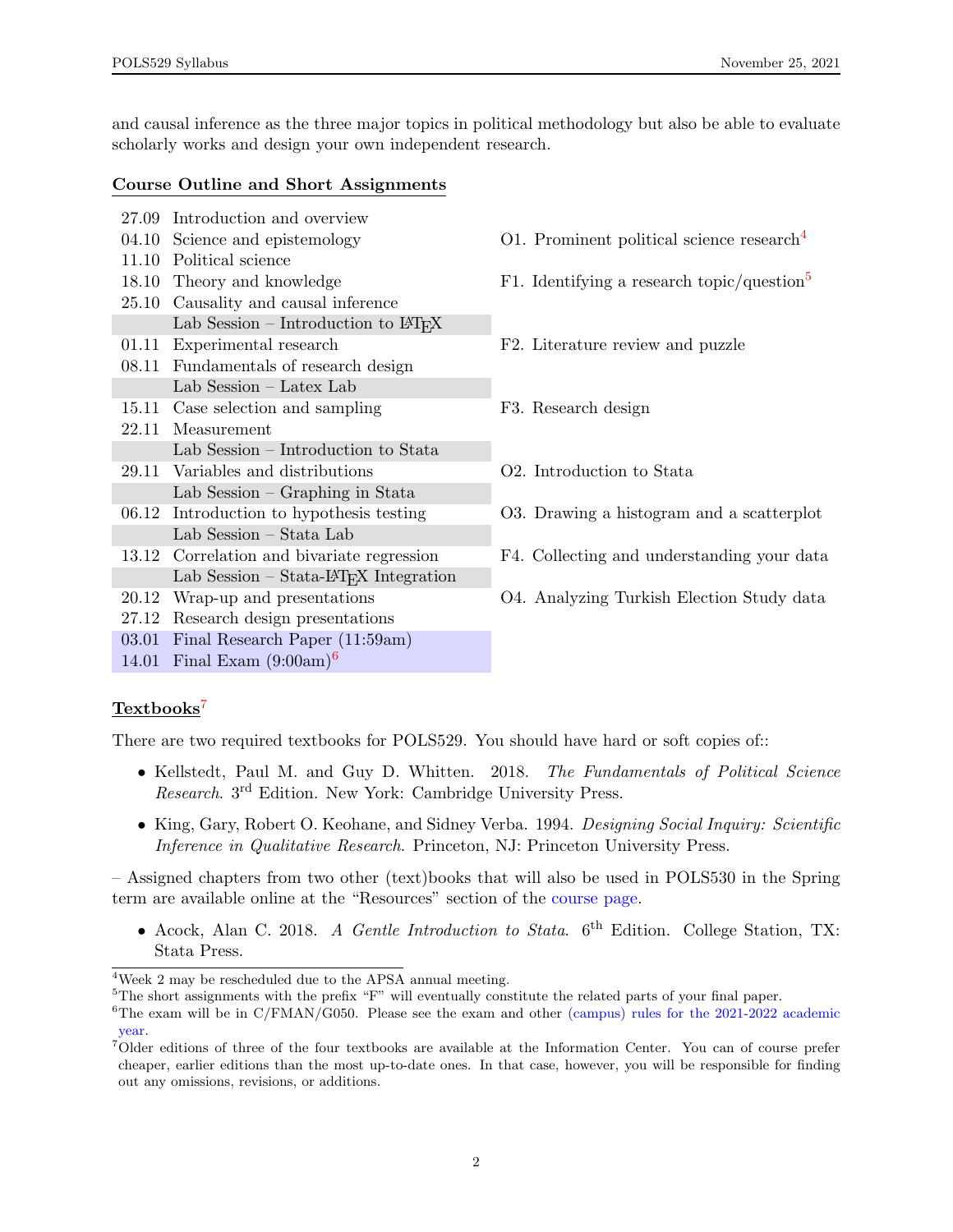and causal inference as the three major topics in political methodology but also be able to evaluate scholarly works and design your own independent research.

**Course Outline and Short Assignments**

| Date | Topic | Assignment |
|---|---|---|
| 27.09 | Introduction and overview | |
| 04.10 | Science and epistemology | O1. Prominent political science research[4] |
| 11.10 | Political science | |
| 18.10 | Theory and knowledge | F1. Identifying a research topic/question[5] |
| 25.10 | Causality and causal inference | |
| | Lab Session – Introduction to LaTeX | |
| 01.11 | Experimental research | F2. Literature review and puzzle |
| 08.11 | Fundamentals of research design | |
| | Lab Session – Latex Lab | |
| 15.11 | Case selection and sampling | F3. Research design |
| 22.11 | Measurement | |
| | Lab Session – Introduction to Stata | |
| 29.11 | Variables and distributions | O2. Introduction to Stata |
| | Lab Session – Graphing in Stata | |
| 06.12 | Introduction to hypothesis testing | O3. Drawing a histogram and a scatterplot |
| | Lab Session – Stata Lab | |
| 13.12 | Correlation and bivariate regression | F4. Collecting and understanding your data |
| | Lab Session – Stata-LaTeX Integration | |
| 20.12 | Wrap-up and presentations | O4. Analyzing Turkish Election Study data |
| 27.12 | Research design presentations | |
| 03.01 | Final Research Paper (11:59am) | |
| 14.01 | Final Exam (9:00am)[6] | |

**Textbooks**[7]

There are two required textbooks for POLS529. You should have hard or soft copies of::

- Kellstedt, Paul M. and Guy D. Whitten. 2018. *The Fundamentals of Political Science Research*. 3rd Edition. New York: Cambridge University Press.
- King, Gary, Robert O. Keohane, and Sidney Verba. 1994. *Designing Social Inquiry: Scientific Inference in Qualitative Research*. Princeton, NJ: Princeton University Press.

– Assigned chapters from two other (text)books that will also be used in POLS530 in the Spring term are available online at the "Resources" section of the course page.

- Acock, Alan C. 2018. *A Gentle Introduction to Stata*. 6th Edition. College Station, TX: Stata Press.

---

[4] Week 2 may be rescheduled due to the APSA annual meeting.

[5] The short assignments with the prefix "F" will eventually constitute the related parts of your final paper.

[6] The exam will be in C/FMAN/G050. Please see the exam and other (campus) rules for the 2021-2022 academic year.

[7] Older editions of three of the four textbooks are available at the Information Center. You can of course prefer cheaper, earlier editions than the most up-to-date ones. In that case, however, you will be responsible for finding out any omissions, revisions, or additions.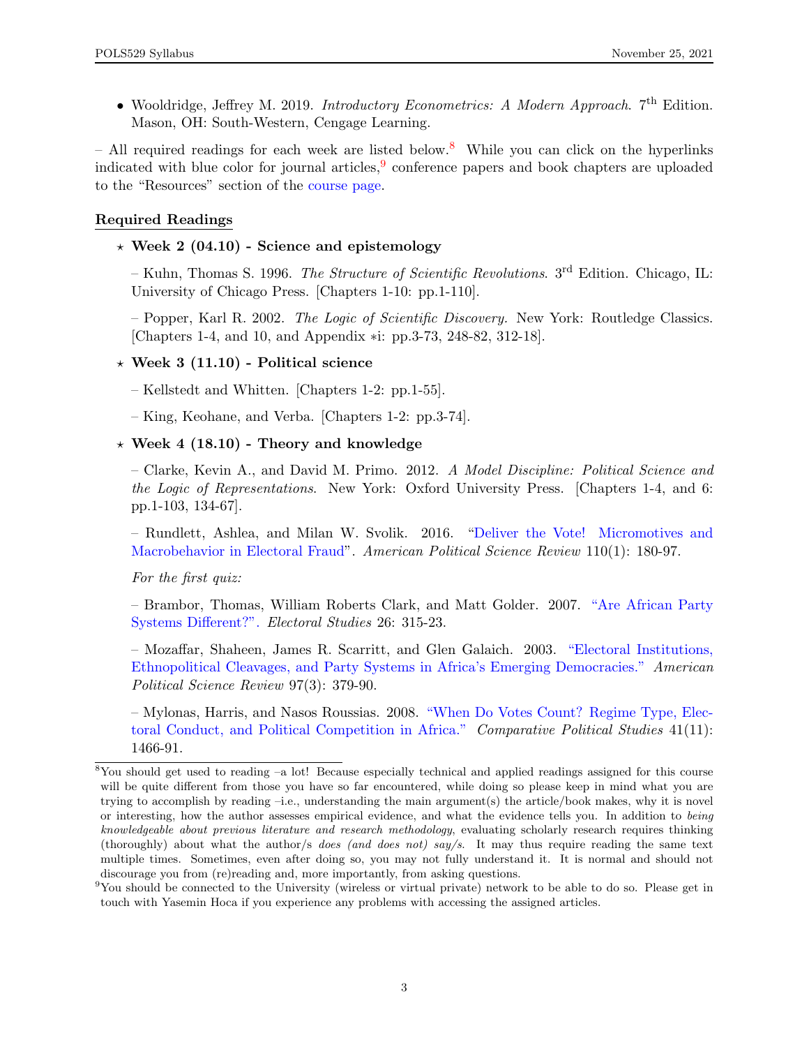- Wooldridge, Jeffrey M. 2019. *Introductory Econometrics: A Modern Approach*. 7th Edition. Mason, OH: South-Western, Cengage Learning.

– All required readings for each week are listed below.[8] While you can click on the hyperlinks indicated with blue color for journal articles,[9] conference papers and book chapters are uploaded to the "Resources" section of the course page.

**Required Readings**

⋆ **Week 2 (04.10) - Science and epistemology**

– Kuhn, Thomas S. 1996. *The Structure of Scientific Revolutions*. 3rd Edition. Chicago, IL: University of Chicago Press. [Chapters 1-10: pp.1-110].

– Popper, Karl R. 2002. *The Logic of Scientific Discovery*. New York: Routledge Classics. [Chapters 1-4, and 10, and Appendix ∗i: pp.3-73, 248-82, 312-18].

⋆ **Week 3 (11.10) - Political science**

– Kellstedt and Whitten. [Chapters 1-2: pp.1-55].

– King, Keohane, and Verba. [Chapters 1-2: pp.3-74].

⋆ **Week 4 (18.10) - Theory and knowledge**

– Clarke, Kevin A., and David M. Primo. 2012. *A Model Discipline: Political Science and the Logic of Representations*. New York: Oxford University Press. [Chapters 1-4, and 6: pp.1-103, 134-67].

– Rundlett, Ashlea, and Milan W. Svolik. 2016. "Deliver the Vote! Micromotives and Macrobehavior in Electoral Fraud". *American Political Science Review* 110(1): 180-97.

*For the first quiz:*

– Brambor, Thomas, William Roberts Clark, and Matt Golder. 2007. "Are African Party Systems Different?". *Electoral Studies* 26: 315-23.

– Mozaffar, Shaheen, James R. Scarritt, and Glen Galaich. 2003. "Electoral Institutions, Ethnopolitical Cleavages, and Party Systems in Africa's Emerging Democracies." *American Political Science Review* 97(3): 379-90.

– Mylonas, Harris, and Nasos Roussias. 2008. "When Do Votes Count? Regime Type, Electoral Conduct, and Political Competition in Africa." *Comparative Political Studies* 41(11): 1466-91.

---

[8] You should get used to reading –a lot! Because especially technical and applied readings assigned for this course will be quite different from those you have so far encountered, while doing so please keep in mind what you are trying to accomplish by reading –i.e., understanding the main argument(s) the article/book makes, why it is novel or interesting, how the author assesses empirical evidence, and what the evidence tells you. In addition to *being knowledgeable about previous literature and research methodology*, evaluating scholarly research requires thinking (thoroughly) about what the author/s *does (and does not) say/s*. It may thus require reading the same text multiple times. Sometimes, even after doing so, you may not fully understand it. It is normal and should not discourage you from (re)reading and, more importantly, from asking questions.

[9] You should be connected to the University (wireless or virtual private) network to be able to do so. Please get in touch with Yasemin Hoca if you experience any problems with accessing the assigned articles.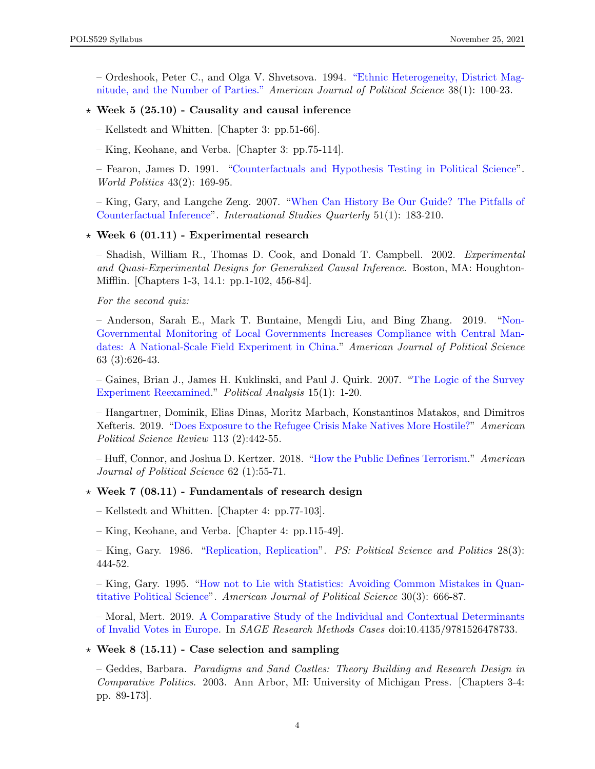– Ordeshook, Peter C., and Olga V. Shvetsova. 1994. "Ethnic Heterogeneity, District Magnitude, and the Number of Parties." *American Journal of Political Science* 38(1): 100-23.

- **Week 5 (25.10) - Causality and causal inference**

  – Kellstedt and Whitten. [Chapter 3: pp.51-66].

  – King, Keohane, and Verba. [Chapter 3: pp.75-114].

  – Fearon, James D. 1991. "Counterfactuals and Hypothesis Testing in Political Science". *World Politics* 43(2): 169-95.

  – King, Gary, and Langche Zeng. 2007. "When Can History Be Our Guide? The Pitfalls of Counterfactual Inference". *International Studies Quarterly* 51(1): 183-210.

- **Week 6 (01.11) - Experimental research**

  – Shadish, William R., Thomas D. Cook, and Donald T. Campbell. 2002. *Experimental and Quasi-Experimental Designs for Generalized Causal Inference*. Boston, MA: Houghton-Mifflin. [Chapters 1-3, 14.1: pp.1-102, 456-84].

  *For the second quiz:*

  – Anderson, Sarah E., Mark T. Buntaine, Mengdi Liu, and Bing Zhang. 2019. "Non-Governmental Monitoring of Local Governments Increases Compliance with Central Mandates: A National-Scale Field Experiment in China." *American Journal of Political Science* 63 (3):626-43.

  – Gaines, Brian J., James H. Kuklinski, and Paul J. Quirk. 2007. "The Logic of the Survey Experiment Reexamined." *Political Analysis* 15(1): 1-20.

  – Hangartner, Dominik, Elias Dinas, Moritz Marbach, Konstantinos Matakos, and Dimitros Xefteris. 2019. "Does Exposure to the Refugee Crisis Make Natives More Hostile?" *American Political Science Review* 113 (2):442-55.

  – Huff, Connor, and Joshua D. Kertzer. 2018. "How the Public Defines Terrorism." *American Journal of Political Science* 62 (1):55-71.

- **Week 7 (08.11) - Fundamentals of research design**

  – Kellstedt and Whitten. [Chapter 4: pp.77-103].

  – King, Keohane, and Verba. [Chapter 4: pp.115-49].

  – King, Gary. 1986. "Replication, Replication". *PS: Political Science and Politics* 28(3): 444-52.

  – King, Gary. 1995. "How not to Lie with Statistics: Avoiding Common Mistakes in Quantitative Political Science". *American Journal of Political Science* 30(3): 666-87.

  – Moral, Mert. 2019. A Comparative Study of the Individual and Contextual Determinants of Invalid Votes in Europe. In *SAGE Research Methods Cases* doi:10.4135/9781526478733.

- **Week 8 (15.11) - Case selection and sampling**

  – Geddes, Barbara. *Paradigms and Sand Castles: Theory Building and Research Design in Comparative Politics*. 2003. Ann Arbor, MI: University of Michigan Press. [Chapters 3-4: pp. 89-173].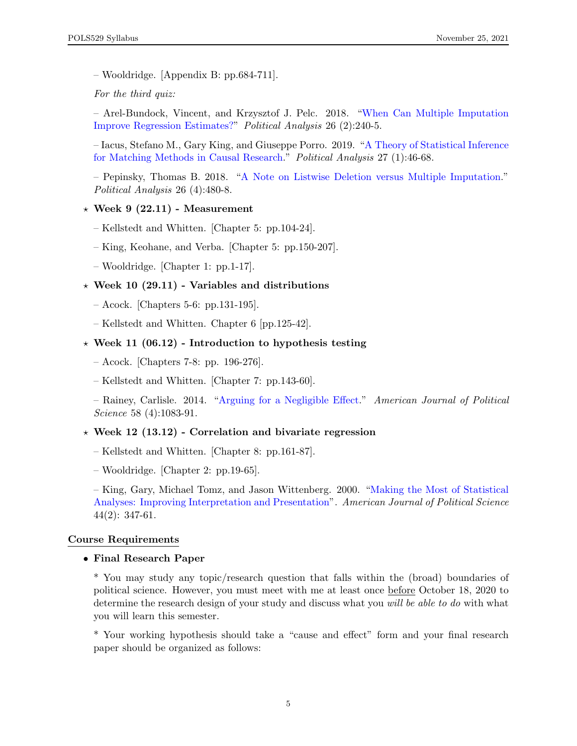– Wooldridge. [Appendix B: pp.684-711].

*For the third quiz:*

– Arel-Bundock, Vincent, and Krzysztof J. Pelc. 2018. "When Can Multiple Imputation Improve Regression Estimates?" *Political Analysis* 26 (2):240-5.

– Iacus, Stefano M., Gary King, and Giuseppe Porro. 2019. "A Theory of Statistical Inference for Matching Methods in Causal Research." *Political Analysis* 27 (1):46-68.

– Pepinsky, Thomas B. 2018. "A Note on Listwise Deletion versus Multiple Imputation." *Political Analysis* 26 (4):480-8.

⋆ **Week 9 (22.11) - Measurement**

– Kellstedt and Whitten. [Chapter 5: pp.104-24].

– King, Keohane, and Verba. [Chapter 5: pp.150-207].

– Wooldridge. [Chapter 1: pp.1-17].

⋆ **Week 10 (29.11) - Variables and distributions**

– Acock. [Chapters 5-6: pp.131-195].

– Kellstedt and Whitten. Chapter 6 [pp.125-42].

⋆ **Week 11 (06.12) - Introduction to hypothesis testing**

– Acock. [Chapters 7-8: pp. 196-276].

– Kellstedt and Whitten. [Chapter 7: pp.143-60].

– Rainey, Carlisle. 2014. "Arguing for a Negligible Effect." *American Journal of Political Science* 58 (4):1083-91.

⋆ **Week 12 (13.12) - Correlation and bivariate regression**

– Kellstedt and Whitten. [Chapter 8: pp.161-87].

– Wooldridge. [Chapter 2: pp.19-65].

– King, Gary, Michael Tomz, and Jason Wittenberg. 2000. "Making the Most of Statistical Analyses: Improving Interpretation and Presentation". *American Journal of Political Science* 44(2): 347-61.

## Course Requirements

- **Final Research Paper**

  * You may study any topic/research question that falls within the (broad) boundaries of political science. However, you must meet with me at least once before October 18, 2020 to determine the research design of your study and discuss what you *will be able to do* with what you will learn this semester.

  * Your working hypothesis should take a "cause and effect" form and your final research paper should be organized as follows: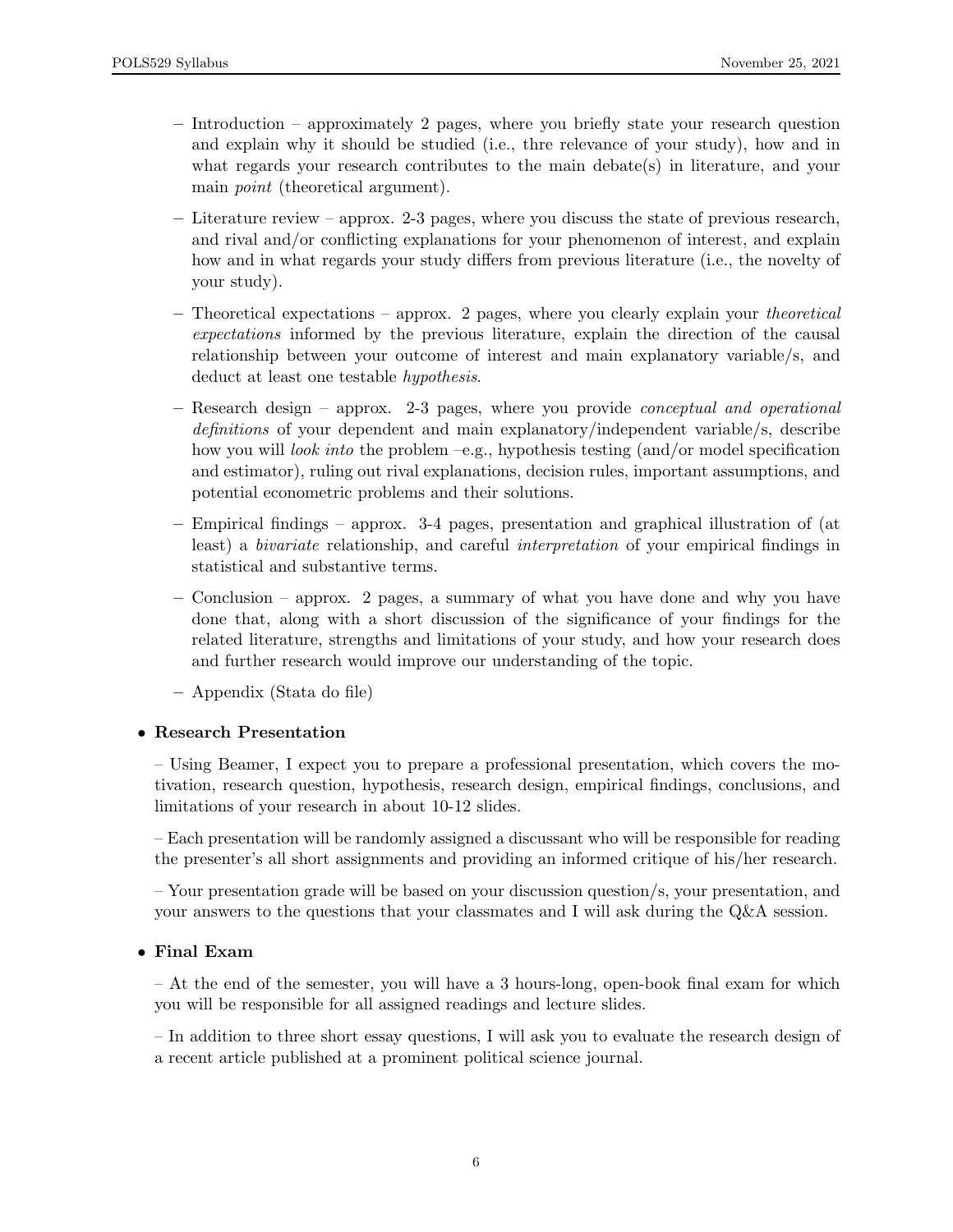- Introduction – approximately 2 pages, where you briefly state your research question and explain why it should be studied (i.e., thre relevance of your study), how and in what regards your research contributes to the main debate(s) in literature, and your main *point* (theoretical argument).
- Literature review – approx. 2-3 pages, where you discuss the state of previous research, and rival and/or conflicting explanations for your phenomenon of interest, and explain how and in what regards your study differs from previous literature (i.e., the novelty of your study).
- Theoretical expectations – approx. 2 pages, where you clearly explain your *theoretical expectations* informed by the previous literature, explain the direction of the causal relationship between your outcome of interest and main explanatory variable/s, and deduct at least one testable *hypothesis*.
- Research design – approx. 2-3 pages, where you provide *conceptual and operational definitions* of your dependent and main explanatory/independent variable/s, describe how you will *look into* the problem –e.g., hypothesis testing (and/or model specification and estimator), ruling out rival explanations, decision rules, important assumptions, and potential econometric problems and their solutions.
- Empirical findings – approx. 3-4 pages, presentation and graphical illustration of (at least) a *bivariate* relationship, and careful *interpretation* of your empirical findings in statistical and substantive terms.
- Conclusion – approx. 2 pages, a summary of what you have done and why you have done that, along with a short discussion of the significance of your findings for the related literature, strengths and limitations of your study, and how your research does and further research would improve our understanding of the topic.
- Appendix (Stata do file)

- **Research Presentation**

  – Using Beamer, I expect you to prepare a professional presentation, which covers the motivation, research question, hypothesis, research design, empirical findings, conclusions, and limitations of your research in about 10-12 slides.

  – Each presentation will be randomly assigned a discussant who will be responsible for reading the presenter's all short assignments and providing an informed critique of his/her research.

  – Your presentation grade will be based on your discussion question/s, your presentation, and your answers to the questions that your classmates and I will ask during the Q&A session.

- **Final Exam**

  – At the end of the semester, you will have a 3 hours-long, open-book final exam for which you will be responsible for all assigned readings and lecture slides.

  – In addition to three short essay questions, I will ask you to evaluate the research design of a recent article published at a prominent political science journal.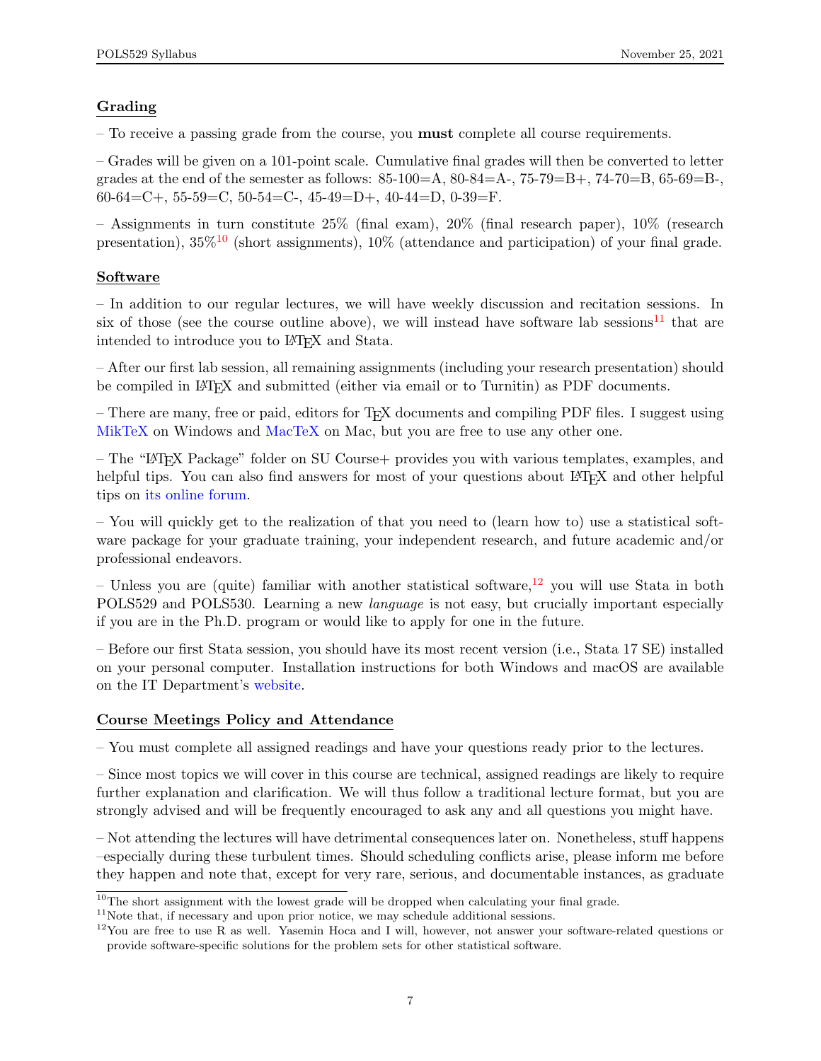## Grading

– To receive a passing grade from the course, you **must** complete all course requirements.

– Grades will be given on a 101-point scale. Cumulative final grades will then be converted to letter grades at the end of the semester as follows: 85-100=A, 80-84=A-, 75-79=B+, 74-70=B, 65-69=B-, 60-64=C+, 55-59=C, 50-54=C-, 45-49=D+, 40-44=D, 0-39=F.

– Assignments in turn constitute 25% (final exam), 20% (final research paper), 10% (research presentation), 35%[10] (short assignments), 10% (attendance and participation) of your final grade.

## Software

– In addition to our regular lectures, we will have weekly discussion and recitation sessions. In six of those (see the course outline above), we will instead have software lab sessions[11] that are intended to introduce you to LaTeX and Stata.

– After our first lab session, all remaining assignments (including your research presentation) should be compiled in LaTeX and submitted (either via email or to Turnitin) as PDF documents.

– There are many, free or paid, editors for TeX documents and compiling PDF files. I suggest using MikTeX on Windows and MacTeX on Mac, but you are free to use any other one.

– The "LaTeX Package" folder on SU Course+ provides you with various templates, examples, and helpful tips. You can also find answers for most of your questions about LaTeX and other helpful tips on its online forum.

– You will quickly get to the realization of that you need to (learn how to) use a statistical software package for your graduate training, your independent research, and future academic and/or professional endeavors.

– Unless you are (quite) familiar with another statistical software,[12] you will use Stata in both POLS529 and POLS530. Learning a new *language* is not easy, but crucially important especially if you are in the Ph.D. program or would like to apply for one in the future.

– Before our first Stata session, you should have its most recent version (i.e., Stata 17 SE) installed on your personal computer. Installation instructions for both Windows and macOS are available on the IT Department's website.

## Course Meetings Policy and Attendance

– You must complete all assigned readings and have your questions ready prior to the lectures.

– Since most topics we will cover in this course are technical, assigned readings are likely to require further explanation and clarification. We will thus follow a traditional lecture format, but you are strongly advised and will be frequently encouraged to ask any and all questions you might have.

– Not attending the lectures will have detrimental consequences later on. Nonetheless, stuff happens –especially during these turbulent times. Should scheduling conflicts arise, please inform me before they happen and note that, except for very rare, serious, and documentable instances, as graduate

---

[10] The short assignment with the lowest grade will be dropped when calculating your final grade.

[11] Note that, if necessary and upon prior notice, we may schedule additional sessions.

[12] You are free to use R as well. Yasemin Hoca and I will, however, not answer your software-related questions or provide software-specific solutions for the problem sets for other statistical software.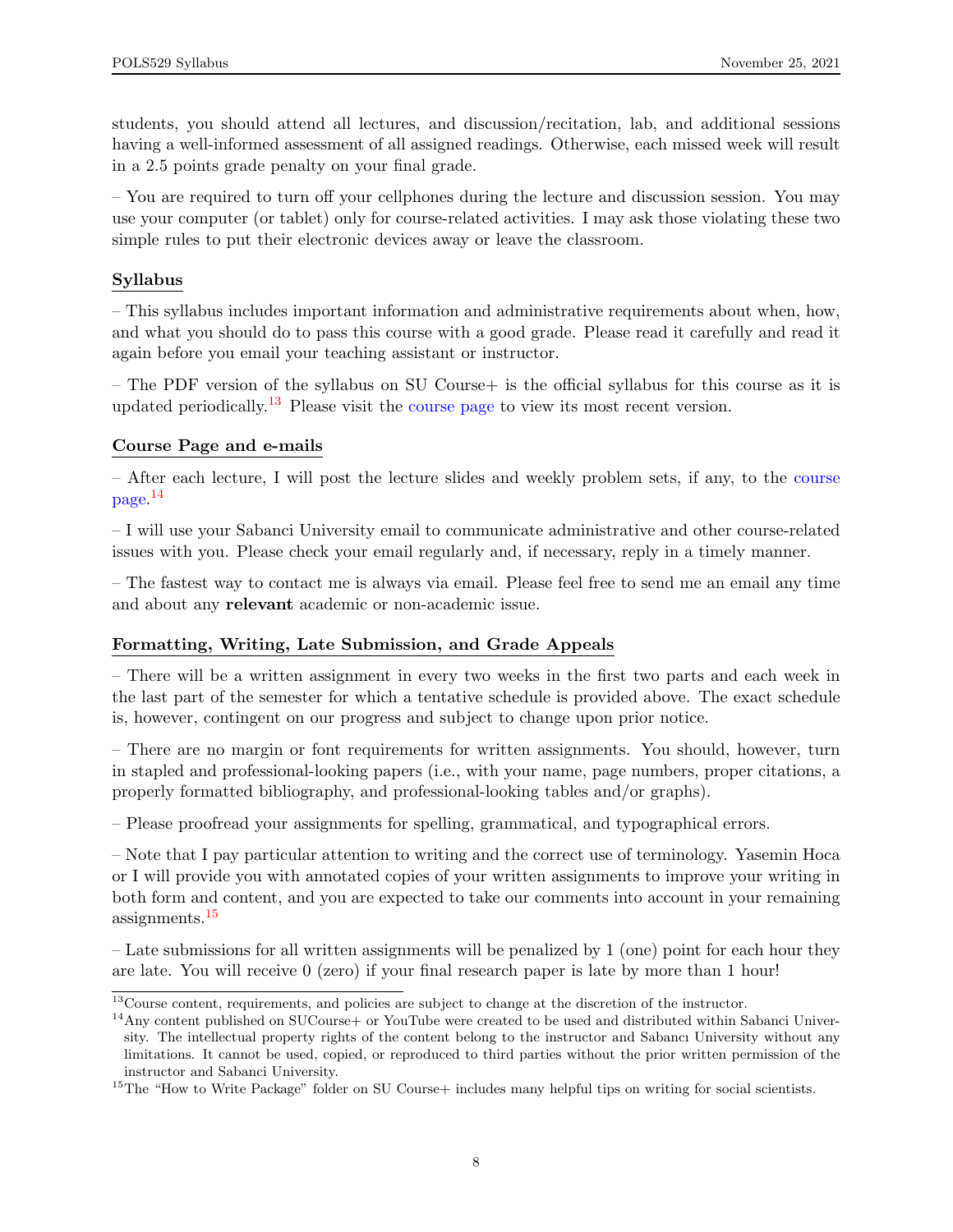students, you should attend all lectures, and discussion/recitation, lab, and additional sessions having a well-informed assessment of all assigned readings. Otherwise, each missed week will result in a 2.5 points grade penalty on your final grade.

– You are required to turn off your cellphones during the lecture and discussion session. You may use your computer (or tablet) only for course-related activities. I may ask those violating these two simple rules to put their electronic devices away or leave the classroom.

### Syllabus

– This syllabus includes important information and administrative requirements about when, how, and what you should do to pass this course with a good grade. Please read it carefully and read it again before you email your teaching assistant or instructor.

– The PDF version of the syllabus on SU Course+ is the official syllabus for this course as it is updated periodically.[13] Please visit the course page to view its most recent version.

### Course Page and e-mails

– After each lecture, I will post the lecture slides and weekly problem sets, if any, to the course page.[14]

– I will use your Sabanci University email to communicate administrative and other course-related issues with you. Please check your email regularly and, if necessary, reply in a timely manner.

– The fastest way to contact me is always via email. Please feel free to send me an email any time and about any **relevant** academic or non-academic issue.

### Formatting, Writing, Late Submission, and Grade Appeals

– There will be a written assignment in every two weeks in the first two parts and each week in the last part of the semester for which a tentative schedule is provided above. The exact schedule is, however, contingent on our progress and subject to change upon prior notice.

– There are no margin or font requirements for written assignments. You should, however, turn in stapled and professional-looking papers (i.e., with your name, page numbers, proper citations, a properly formatted bibliography, and professional-looking tables and/or graphs).

– Please proofread your assignments for spelling, grammatical, and typographical errors.

– Note that I pay particular attention to writing and the correct use of terminology. Yasemin Hoca or I will provide you with annotated copies of your written assignments to improve your writing in both form and content, and you are expected to take our comments into account in your remaining assignments.[15]

– Late submissions for all written assignments will be penalized by 1 (one) point for each hour they are late. You will receive 0 (zero) if your final research paper is late by more than 1 hour!

---

[13] Course content, requirements, and policies are subject to change at the discretion of the instructor.

[14] Any content published on SUCourse+ or YouTube were created to be used and distributed within Sabanci University. The intellectual property rights of the content belong to the instructor and Sabancı University without any limitations. It cannot be used, copied, or reproduced to third parties without the prior written permission of the instructor and Sabanci University.

[15] The "How to Write Package" folder on SU Course+ includes many helpful tips on writing for social scientists.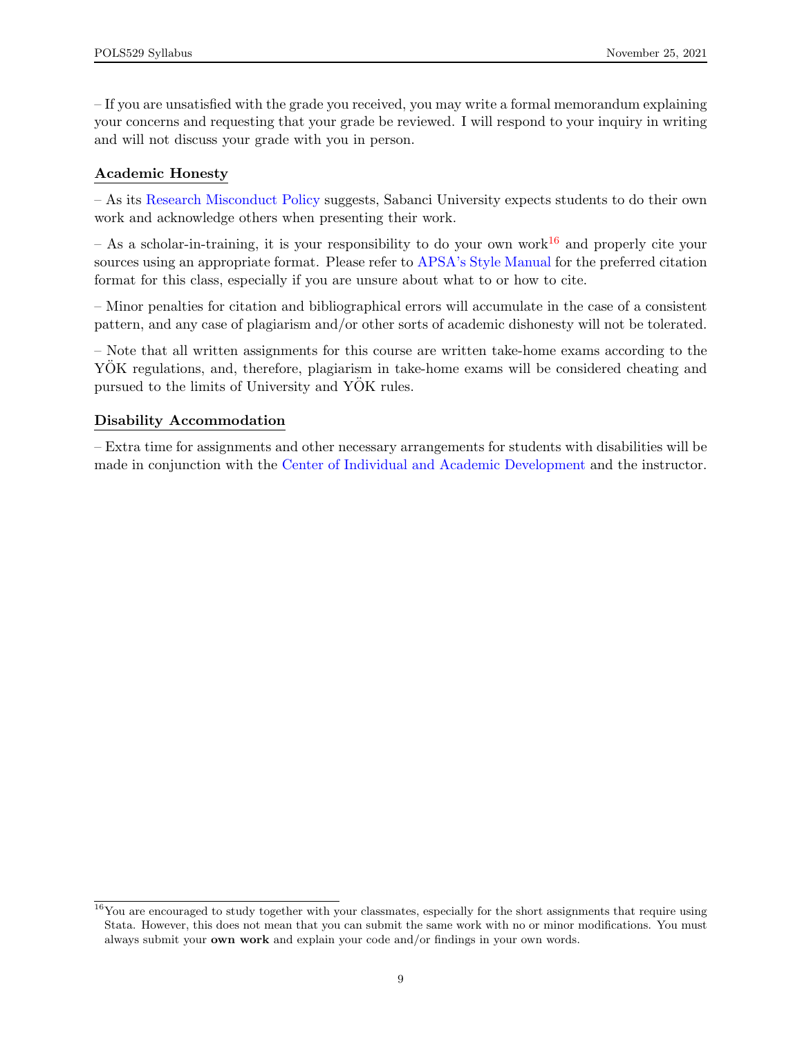– If you are unsatisfied with the grade you received, you may write a formal memorandum explaining your concerns and requesting that your grade be reviewed. I will respond to your inquiry in writing and will not discuss your grade with you in person.

## Academic Honesty

– As its Research Misconduct Policy suggests, Sabanci University expects students to do their own work and acknowledge others when presenting their work.

– As a scholar-in-training, it is your responsibility to do your own work[16] and properly cite your sources using an appropriate format. Please refer to APSA's Style Manual for the preferred citation format for this class, especially if you are unsure about what to or how to cite.

– Minor penalties for citation and bibliographical errors will accumulate in the case of a consistent pattern, and any case of plagiarism and/or other sorts of academic dishonesty will not be tolerated.

– Note that all written assignments for this course are written take-home exams according to the YÖK regulations, and, therefore, plagiarism in take-home exams will be considered cheating and pursued to the limits of University and YÖK rules.

## Disability Accommodation

– Extra time for assignments and other necessary arrangements for students with disabilities will be made in conjunction with the Center of Individual and Academic Development and the instructor.

[16] You are encouraged to study together with your classmates, especially for the short assignments that require using Stata. However, this does not mean that you can submit the same work with no or minor modifications. You must always submit your **own work** and explain your code and/or findings in your own words.